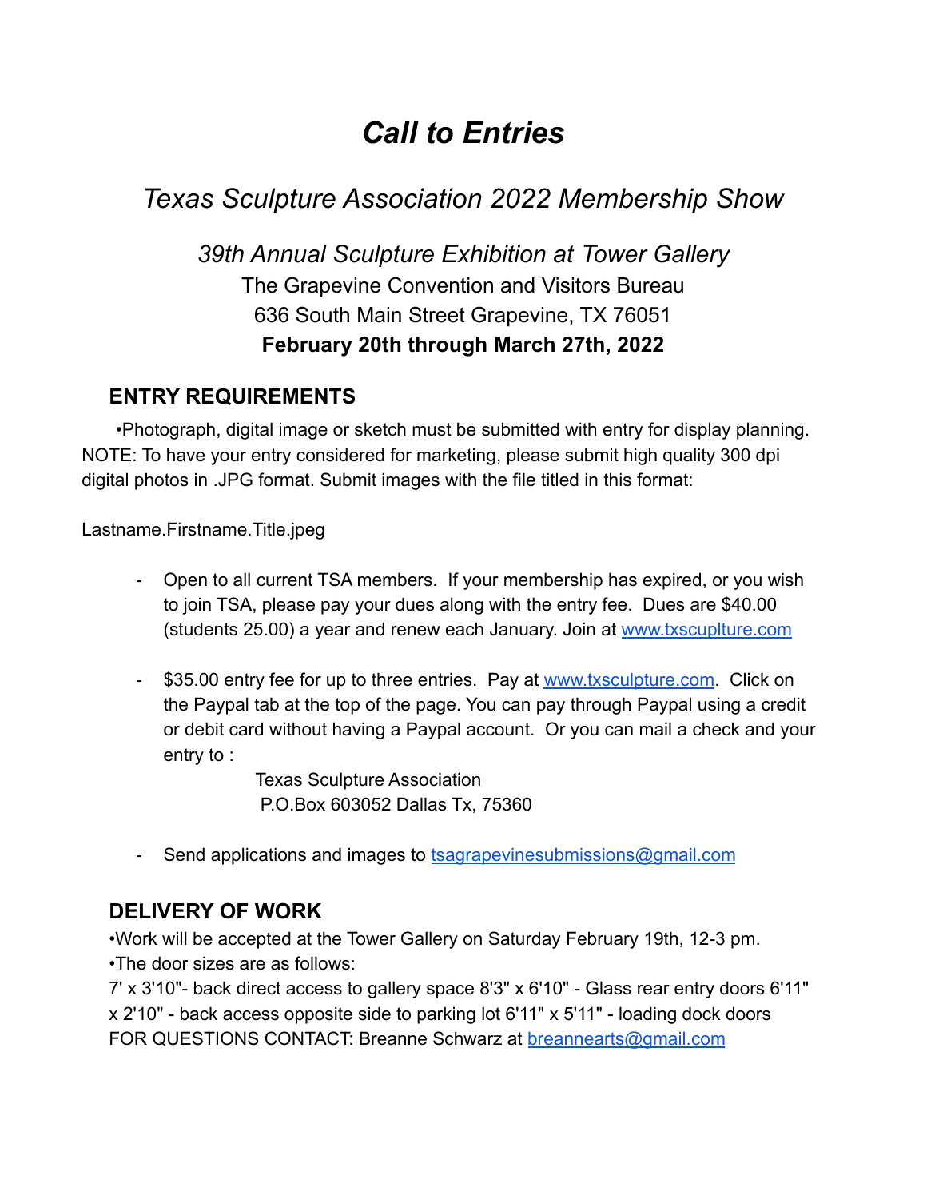# *Call to Entries*

## *Texas Sculpture Association 2022 Membership Show*

### *39th Annual Sculpture Exhibition at Tower Gallery*

The Grapevine Convention and Visitors Bureau
636 South Main Street Grapevine, TX 76051
**February 20th through March 27th, 2022**

## ENTRY REQUIREMENTS

•Photograph, digital image or sketch must be submitted with entry for display planning. NOTE: To have your entry considered for marketing, please submit high quality 300 dpi digital photos in .JPG format. Submit images with the file titled in this format:

Lastname.Firstname.Title.jpeg

- Open to all current TSA members. If your membership has expired, or you wish to join TSA, please pay your dues along with the entry fee. Dues are $40.00 (students 25.00) a year and renew each January. Join at [www.txscuplture.com](www.txscuplture.com)
- $35.00 entry fee for up to three entries. Pay at [www.txsculpture.com](www.txsculpture.com). Click on the Paypal tab at the top of the page. You can pay through Paypal using a credit or debit card without having a Paypal account. Or you can mail a check and your entry to :

  Texas Sculpture Association
  P.O.Box 603052 Dallas Tx, 75360
- Send applications and images to [tsagrapevinesubmissions@gmail.com](mailto:tsagrapevinesubmissions@gmail.com)

## DELIVERY OF WORK

•Work will be accepted at the Tower Gallery on Saturday February 19th, 12-3 pm.
•The door sizes are as follows:
7' x 3'10"- back direct access to gallery space 8'3" x 6'10" - Glass rear entry doors 6'11" x 2'10" - back access opposite side to parking lot 6'11" x 5'11" - loading dock doors
FOR QUESTIONS CONTACT: Breanne Schwarz at [breannearts@gmail.com](mailto:breannearts@gmail.com)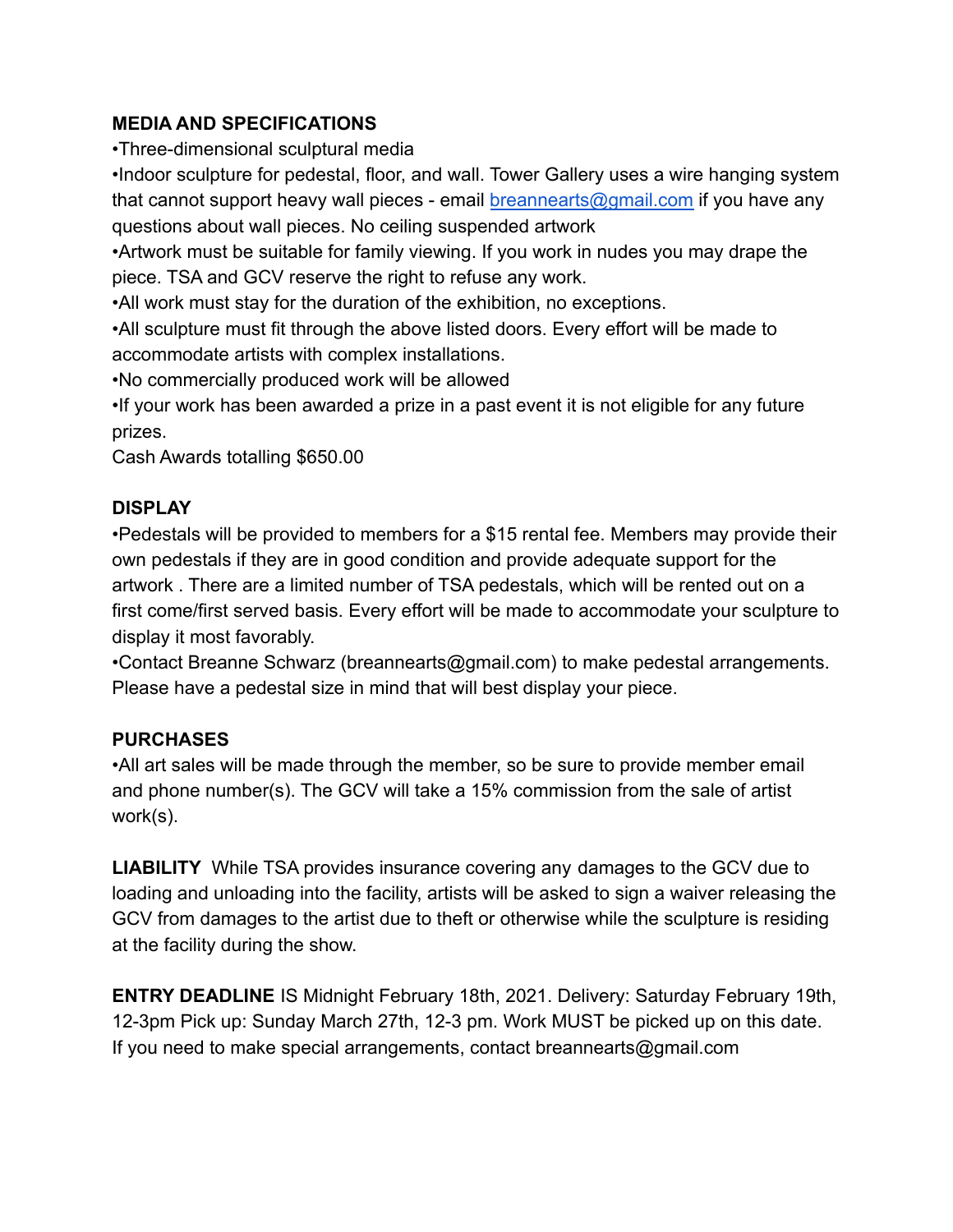**MEDIA AND SPECIFICATIONS**

•Three-dimensional sculptural media

•Indoor sculpture for pedestal, floor, and wall. Tower Gallery uses a wire hanging system that cannot support heavy wall pieces - email [breannearts@gmail.com](mailto:breannearts@gmail.com) if you have any questions about wall pieces. No ceiling suspended artwork

•Artwork must be suitable for family viewing. If you work in nudes you may drape the piece. TSA and GCV reserve the right to refuse any work.

•All work must stay for the duration of the exhibition, no exceptions.

•All sculpture must fit through the above listed doors. Every effort will be made to accommodate artists with complex installations.

•No commercially produced work will be allowed

•If your work has been awarded a prize in a past event it is not eligible for any future prizes.

Cash Awards totalling $650.00

**DISPLAY**

•Pedestals will be provided to members for a $15 rental fee. Members may provide their own pedestals if they are in good condition and provide adequate support for the artwork . There are a limited number of TSA pedestals, which will be rented out on a first come/first served basis. Every effort will be made to accommodate your sculpture to display it most favorably.

•Contact Breanne Schwarz (breannearts@gmail.com) to make pedestal arrangements. Please have a pedestal size in mind that will best display your piece.

**PURCHASES**

•All art sales will be made through the member, so be sure to provide member email and phone number(s). The GCV will take a 15% commission from the sale of artist work(s).

**LIABILITY** While TSA provides insurance covering any damages to the GCV due to loading and unloading into the facility, artists will be asked to sign a waiver releasing the GCV from damages to the artist due to theft or otherwise while the sculpture is residing at the facility during the show.

**ENTRY DEADLINE** IS Midnight February 18th, 2021. Delivery: Saturday February 19th, 12-3pm Pick up: Sunday March 27th, 12-3 pm. Work MUST be picked up on this date. If you need to make special arrangements, contact breannearts@gmail.com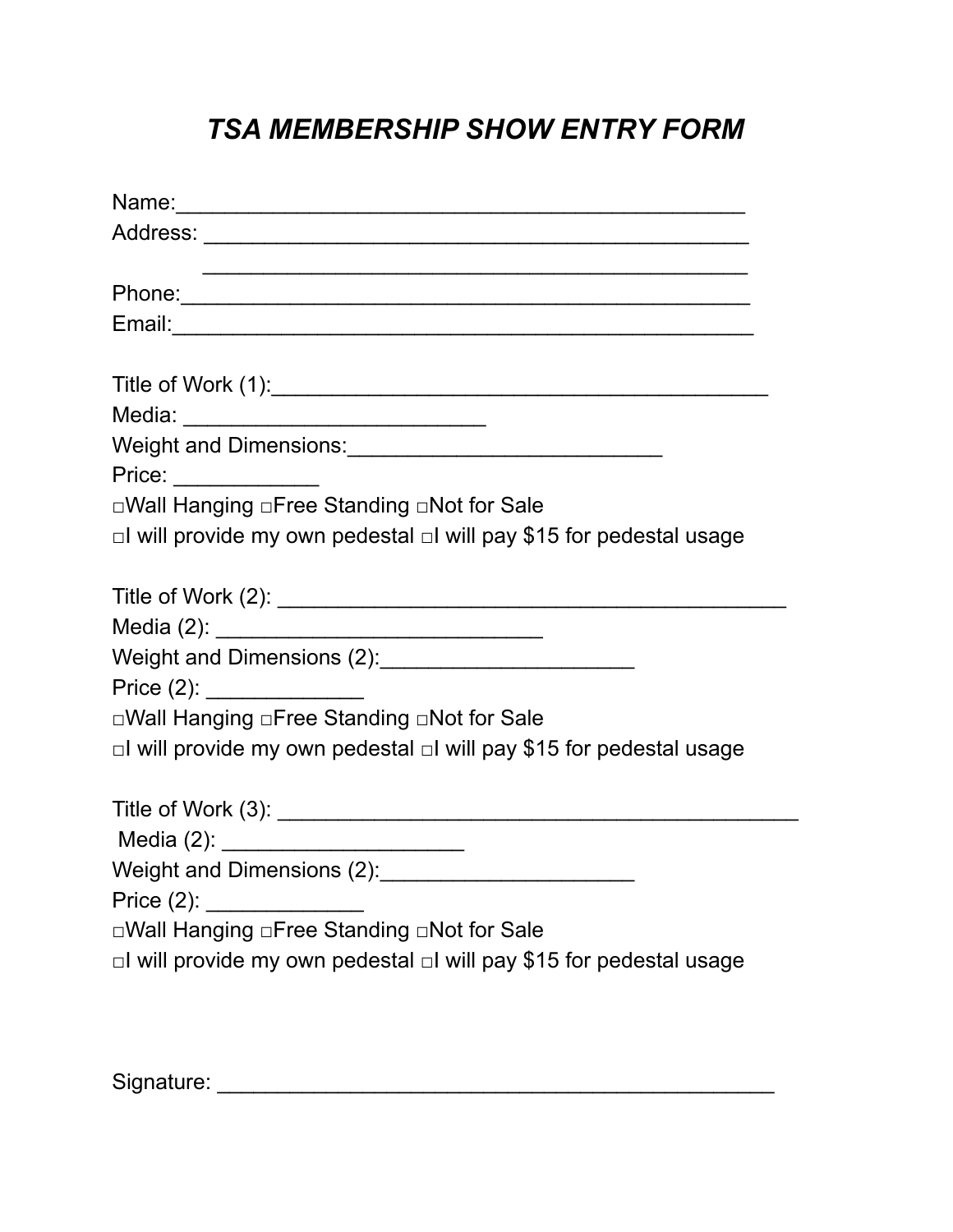# *TSA MEMBERSHIP SHOW ENTRY FORM*

Name:______________________________________________

Address: ____________________________________________

____________________________________________

Phone:______________________________________________

Email:_______________________________________________

Title of Work (1):_______________________________________

Media: ________________________

Weight and Dimensions:_________________________

Price: ____________

□Wall Hanging □Free Standing □Not for Sale

□I will provide my own pedestal □I will pay $15 for pedestal usage

Title of Work (2): _______________________________________

Media (2): ___________________________

Weight and Dimensions (2):_____________________

Price (2): _____________

□Wall Hanging □Free Standing □Not for Sale

□I will provide my own pedestal □I will pay $15 for pedestal usage

Title of Work (3): ________________________________________

Media (2): ____________________

Weight and Dimensions (2):_____________________

Price (2): _____________

□Wall Hanging □Free Standing □Not for Sale

□I will provide my own pedestal □I will pay $15 for pedestal usage

Signature: _____________________________________________